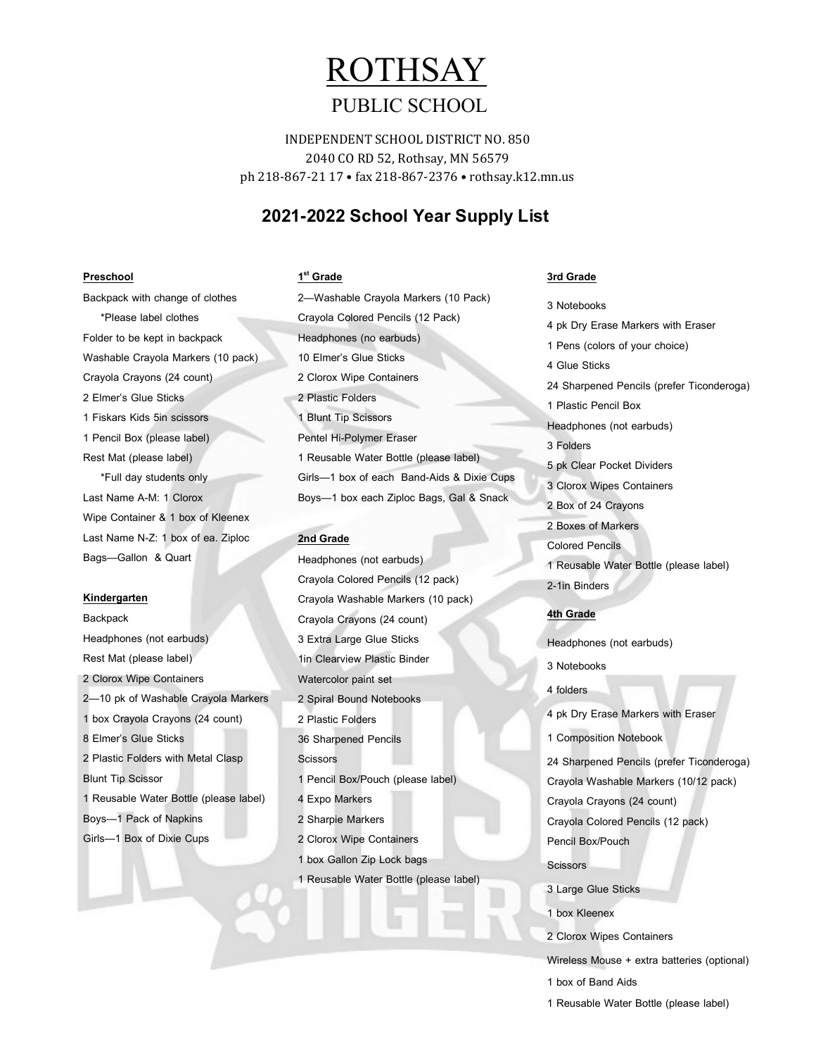# ROTHSAY

## PUBLIC SCHOOL

INDEPENDENT SCHOOL DISTRICT NO. 850
2040 CO RD 52, Rothsay, MN 56579
ph 218-867-21 17 • fax 218-867-2376 • rothsay.k12.mn.us

## 2021-2022 School Year Supply List

**Preschool**

Backpack with change of clothes
*Please label clothes
Folder to be kept in backpack
Washable Crayola Markers (10 pack)
Crayola Crayons (24 count)
2 Elmer's Glue Sticks
1 Fiskars Kids 5in scissors
1 Pencil Box (please label)
Rest Mat (please label)
*Full day students only
Last Name A-M: 1 Clorox Wipe Container & 1 box of Kleenex
Last Name N-Z: 1 box of ea. Ziploc Bags—Gallon & Quart

**Kindergarten**

Backpack
Headphones (not earbuds)
Rest Mat (please label)
2 Clorox Wipe Containers
2—10 pk of Washable Crayola Markers
1 box Crayola Crayons (24 count)
8 Elmer's Glue Sticks
2 Plastic Folders with Metal Clasp
Blunt Tip Scissor
1 Reusable Water Bottle (please label)
Boys—1 Pack of Napkins
Girls—1 Box of Dixie Cups

**1st Grade**

2—Washable Crayola Markers (10 Pack)
Crayola Colored Pencils (12 Pack)
Headphones (no earbuds)
10 Elmer's Glue Sticks
2 Clorox Wipe Containers
2 Plastic Folders
1 Blunt Tip Scissors
Pentel Hi-Polymer Eraser
1 Reusable Water Bottle (please label)
Girls—1 box of each Band-Aids & Dixie Cups
Boys—1 box each Ziploc Bags, Gal & Snack

**2nd Grade**

Headphones (not earbuds)
Crayola Colored Pencils (12 pack)
Crayola Washable Markers (10 pack)
Crayola Crayons (24 count)
3 Extra Large Glue Sticks
1in Clearview Plastic Binder
Watercolor paint set
2 Spiral Bound Notebooks
2 Plastic Folders
36 Sharpened Pencils
Scissors
1 Pencil Box/Pouch (please label)
4 Expo Markers
2 Sharpie Markers
2 Clorox Wipe Containers
1 box Gallon Zip Lock bags
1 Reusable Water Bottle (please label)

**3rd Grade**

3 Notebooks
4 pk Dry Erase Markers with Eraser
1 Pens (colors of your choice)
4 Glue Sticks
24 Sharpened Pencils (prefer Ticonderoga)
1 Plastic Pencil Box
Headphones (not earbuds)
3 Folders
5 pk Clear Pocket Dividers
3 Clorox Wipes Containers
2 Box of 24 Crayons
2 Boxes of Markers
Colored Pencils
1 Reusable Water Bottle (please label)
2-1in Binders

**4th Grade**

Headphones (not earbuds)
3 Notebooks
4 folders
4 pk Dry Erase Markers with Eraser
1 Composition Notebook
24 Sharpened Pencils (prefer Ticonderoga)
Crayola Washable Markers (10/12 pack)
Crayola Crayons (24 count)
Crayola Colored Pencils (12 pack)
Pencil Box/Pouch
Scissors
3 Large Glue Sticks
1 box Kleenex
2 Clorox Wipes Containers
Wireless Mouse + extra batteries (optional)
1 box of Band Aids
1 Reusable Water Bottle (please label)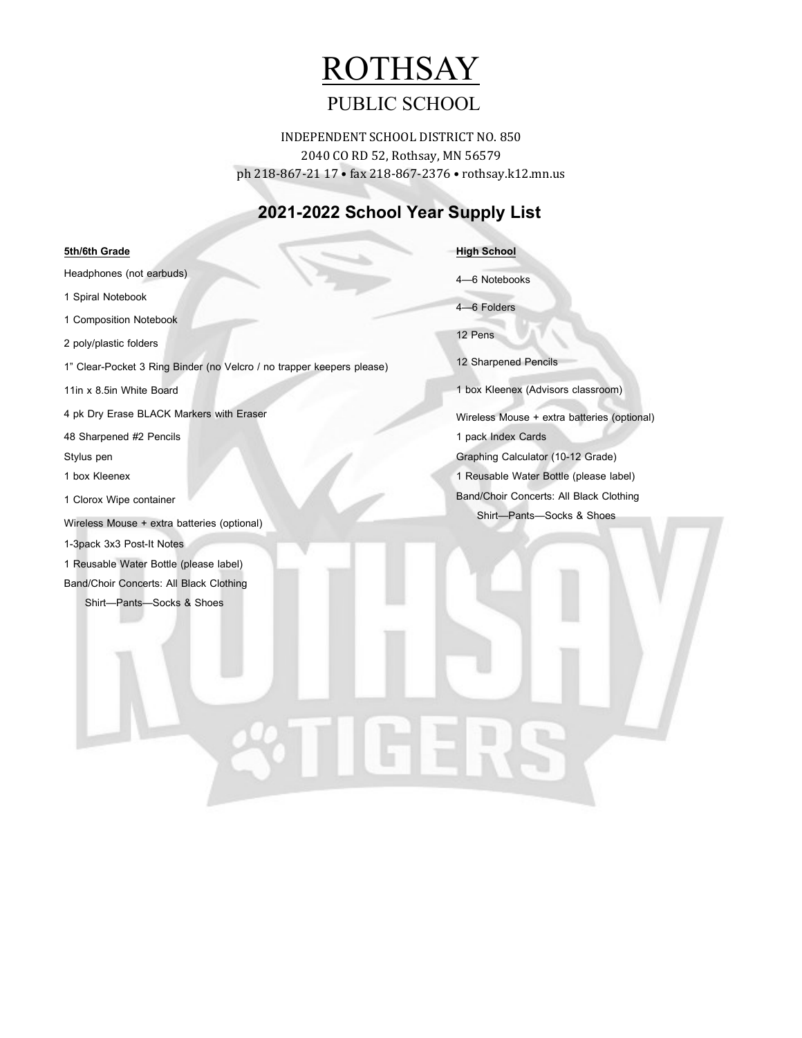# ROTHSAY

## PUBLIC SCHOOL

INDEPENDENT SCHOOL DISTRICT NO. 850
2040 CO RD 52, Rothsay, MN 56579
ph 218-867-21 17 • fax 218-867-2376 • rothsay.k12.mn.us

## 2021-2022 School Year Supply List

**5th/6th Grade**

Headphones (not earbuds)

1 Spiral Notebook

1 Composition Notebook

2 poly/plastic folders

1" Clear-Pocket 3 Ring Binder (no Velcro / no trapper keepers please)

11in x 8.5in White Board

4 pk Dry Erase BLACK Markers with Eraser

48 Sharpened #2 Pencils

Stylus pen

1 box Kleenex

1 Clorox Wipe container

Wireless Mouse + extra batteries (optional)

1-3pack 3x3 Post-It Notes

1 Reusable Water Bottle (please label)

Band/Choir Concerts: All Black Clothing
Shirt—Pants—Socks & Shoes

**High School**

4—6 Notebooks

4—6 Folders

12 Pens

12 Sharpened Pencils

1 box Kleenex (Advisors classroom)

Wireless Mouse + extra batteries (optional)

1 pack Index Cards

Graphing Calculator (10-12 Grade)

1 Reusable Water Bottle (please label)

Band/Choir Concerts: All Black Clothing
Shirt—Pants—Socks & Shoes